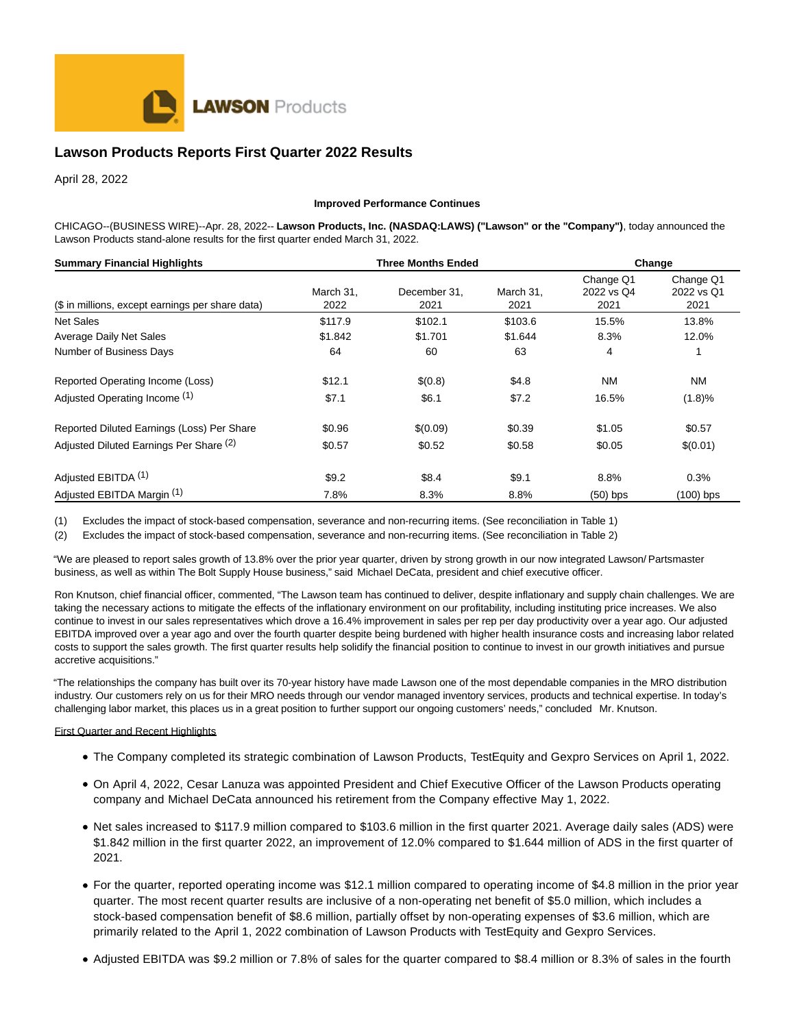LAWSON Products

# Lawson Products Reports First Quarter 2022 Results

April 28, 2022

**Improved Performance Continues**

CHICAGO--(BUSINESS WIRE)--Apr. 28, 2022-- **Lawson Products, Inc. (NASDAQ:LAWS) ("Lawson" or the "Company")**, today announced the Lawson Products stand-alone results for the first quarter ended March 31, 2022.

| **Summary Financial Highlights** | **Three Months Ended** | | | **Change** | |
|---|---|---|---|---|---|
| ($ in millions, except earnings per share data) | March 31, 2022 | December 31, 2021 | March 31, 2021 | Change Q1 2022 vs Q4 2021 | Change Q1 2022 vs Q1 2021 |
| Net Sales | $117.9 | $102.1 | $103.6 | 15.5% | 13.8% |
| Average Daily Net Sales | $1.842 | $1.701 | $1.644 | 8.3% | 12.0% |
| Number of Business Days | 64 | 60 | 63 | 4 | 1 |
| Reported Operating Income (Loss) | $12.1 | $(0.8) | $4.8 | NM | NM |
| Adjusted Operating Income (1) | $7.1 | $6.1 | $7.2 | 16.5% | (1.8)% |
| Reported Diluted Earnings (Loss) Per Share | $0.96 | $(0.09) | $0.39 | $1.05 | $0.57 |
| Adjusted Diluted Earnings Per Share (2) | $0.57 | $0.52 | $0.58 | $0.05 | $(0.01) |
| Adjusted EBITDA (1) | $9.2 | $8.4 | $9.1 | 8.8% | 0.3% |
| Adjusted EBITDA Margin (1) | 7.8% | 8.3% | 8.8% | (50) bps | (100) bps |

(1) Excludes the impact of stock-based compensation, severance and non-recurring items. (See reconciliation in Table 1)

(2) Excludes the impact of stock-based compensation, severance and non-recurring items. (See reconciliation in Table 2)

"We are pleased to report sales growth of 13.8% over the prior year quarter, driven by strong growth in our now integrated Lawson/ Partsmaster business, as well as within The Bolt Supply House business," said Michael DeCata, president and chief executive officer.

Ron Knutson, chief financial officer, commented, "The Lawson team has continued to deliver, despite inflationary and supply chain challenges. We are taking the necessary actions to mitigate the effects of the inflationary environment on our profitability, including instituting price increases. We also continue to invest in our sales representatives which drove a 16.4% improvement in sales per rep per day productivity over a year ago. Our adjusted EBITDA improved over a year ago and over the fourth quarter despite being burdened with higher health insurance costs and increasing labor related costs to support the sales growth. The first quarter results help solidify the financial position to continue to invest in our growth initiatives and pursue accretive acquisitions."

"The relationships the company has built over its 70-year history have made Lawson one of the most dependable companies in the MRO distribution industry. Our customers rely on us for their MRO needs through our vendor managed inventory services, products and technical expertise. In today's challenging labor market, this places us in a great position to further support our ongoing customers' needs," concluded Mr. Knutson.

First Quarter and Recent Highlights

- The Company completed its strategic combination of Lawson Products, TestEquity and Gexpro Services on April 1, 2022.
- On April 4, 2022, Cesar Lanuza was appointed President and Chief Executive Officer of the Lawson Products operating company and Michael DeCata announced his retirement from the Company effective May 1, 2022.
- Net sales increased to $117.9 million compared to $103.6 million in the first quarter 2021. Average daily sales (ADS) were $1.842 million in the first quarter 2022, an improvement of 12.0% compared to $1.644 million of ADS in the first quarter of 2021.
- For the quarter, reported operating income was $12.1 million compared to operating income of $4.8 million in the prior year quarter. The most recent quarter results are inclusive of a non-operating net benefit of $5.0 million, which includes a stock-based compensation benefit of $8.6 million, partially offset by non-operating expenses of $3.6 million, which are primarily related to the April 1, 2022 combination of Lawson Products with TestEquity and Gexpro Services.
- Adjusted EBITDA was $9.2 million or 7.8% of sales for the quarter compared to $8.4 million or 8.3% of sales in the fourth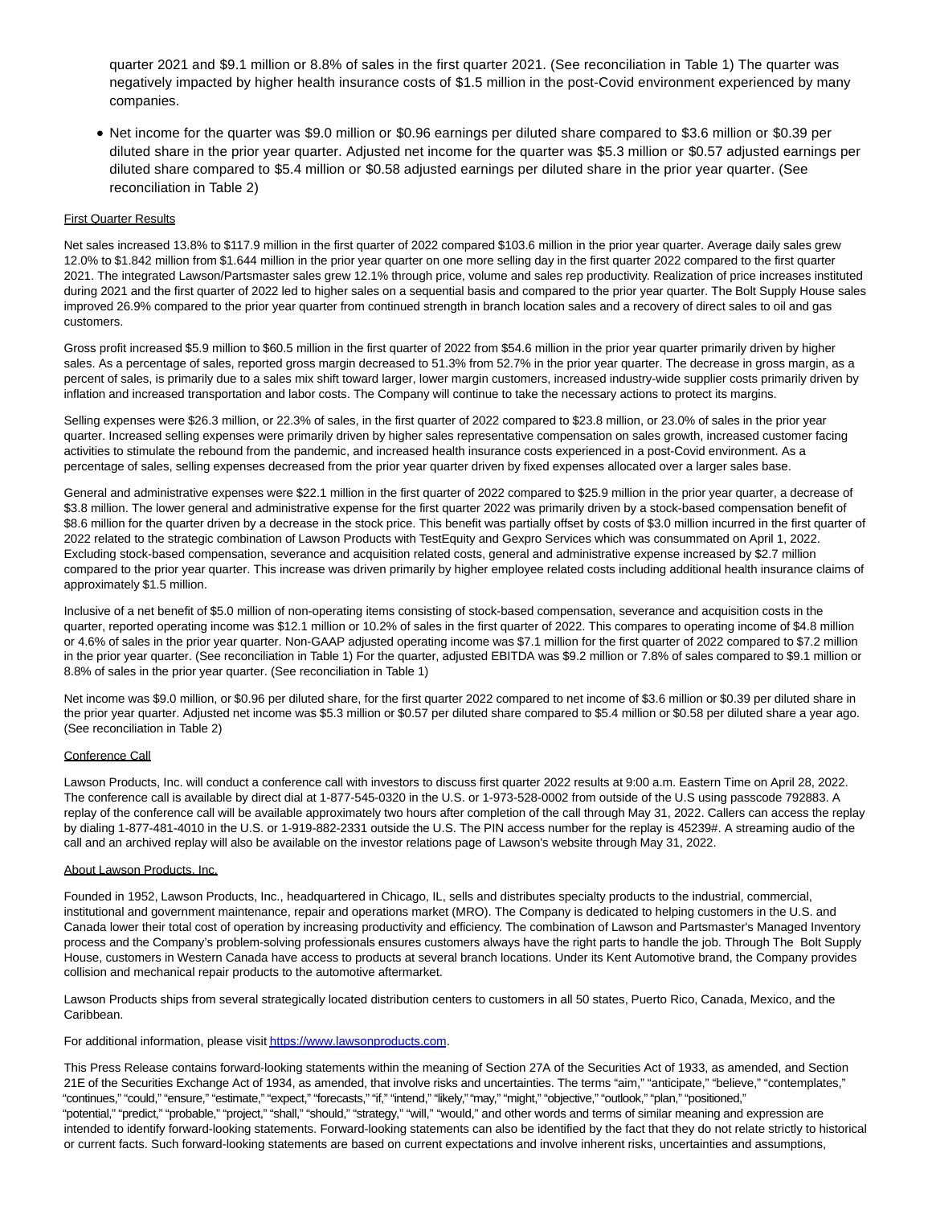quarter 2021 and $9.1 million or 8.8% of sales in the first quarter 2021. (See reconciliation in Table 1) The quarter was negatively impacted by higher health insurance costs of $1.5 million in the post-Covid environment experienced by many companies.

- Net income for the quarter was $9.0 million or $0.96 earnings per diluted share compared to $3.6 million or $0.39 per diluted share in the prior year quarter. Adjusted net income for the quarter was $5.3 million or $0.57 adjusted earnings per diluted share compared to $5.4 million or $0.58 adjusted earnings per diluted share in the prior year quarter. (See reconciliation in Table 2)

First Quarter Results

Net sales increased 13.8% to $117.9 million in the first quarter of 2022 compared $103.6 million in the prior year quarter. Average daily sales grew 12.0% to $1.842 million from $1.644 million in the prior year quarter on one more selling day in the first quarter 2022 compared to the first quarter 2021. The integrated Lawson/Partsmaster sales grew 12.1% through price, volume and sales rep productivity. Realization of price increases instituted during 2021 and the first quarter of 2022 led to higher sales on a sequential basis and compared to the prior year quarter. The Bolt Supply House sales improved 26.9% compared to the prior year quarter from continued strength in branch location sales and a recovery of direct sales to oil and gas customers.

Gross profit increased $5.9 million to $60.5 million in the first quarter of 2022 from $54.6 million in the prior year quarter primarily driven by higher sales. As a percentage of sales, reported gross margin decreased to 51.3% from 52.7% in the prior year quarter. The decrease in gross margin, as a percent of sales, is primarily due to a sales mix shift toward larger, lower margin customers, increased industry-wide supplier costs primarily driven by inflation and increased transportation and labor costs. The Company will continue to take the necessary actions to protect its margins.

Selling expenses were $26.3 million, or 22.3% of sales, in the first quarter of 2022 compared to $23.8 million, or 23.0% of sales in the prior year quarter. Increased selling expenses were primarily driven by higher sales representative compensation on sales growth, increased customer facing activities to stimulate the rebound from the pandemic, and increased health insurance costs experienced in a post-Covid environment. As a percentage of sales, selling expenses decreased from the prior year quarter driven by fixed expenses allocated over a larger sales base.

General and administrative expenses were $22.1 million in the first quarter of 2022 compared to $25.9 million in the prior year quarter, a decrease of $3.8 million. The lower general and administrative expense for the first quarter 2022 was primarily driven by a stock-based compensation benefit of $8.6 million for the quarter driven by a decrease in the stock price. This benefit was partially offset by costs of $3.0 million incurred in the first quarter of 2022 related to the strategic combination of Lawson Products with TestEquity and Gexpro Services which was consummated on April 1, 2022. Excluding stock-based compensation, severance and acquisition related costs, general and administrative expense increased by $2.7 million compared to the prior year quarter. This increase was driven primarily by higher employee related costs including additional health insurance claims of approximately $1.5 million.

Inclusive of a net benefit of $5.0 million of non-operating items consisting of stock-based compensation, severance and acquisition costs in the quarter, reported operating income was $12.1 million or 10.2% of sales in the first quarter of 2022. This compares to operating income of $4.8 million or 4.6% of sales in the prior year quarter. Non-GAAP adjusted operating income was $7.1 million for the first quarter of 2022 compared to $7.2 million in the prior year quarter. (See reconciliation in Table 1) For the quarter, adjusted EBITDA was $9.2 million or 7.8% of sales compared to $9.1 million or 8.8% of sales in the prior year quarter. (See reconciliation in Table 1)

Net income was $9.0 million, or $0.96 per diluted share, for the first quarter 2022 compared to net income of $3.6 million or $0.39 per diluted share in the prior year quarter. Adjusted net income was $5.3 million or $0.57 per diluted share compared to $5.4 million or $0.58 per diluted share a year ago. (See reconciliation in Table 2)

Conference Call

Lawson Products, Inc. will conduct a conference call with investors to discuss first quarter 2022 results at 9:00 a.m. Eastern Time on April 28, 2022. The conference call is available by direct dial at 1-877-545-0320 in the U.S. or 1-973-528-0002 from outside of the U.S using passcode 792883. A replay of the conference call will be available approximately two hours after completion of the call through May 31, 2022. Callers can access the replay by dialing 1-877-481-4010 in the U.S. or 1-919-882-2331 outside the U.S. The PIN access number for the replay is 45239#. A streaming audio of the call and an archived replay will also be available on the investor relations page of Lawson's website through May 31, 2022.

About Lawson Products, Inc.

Founded in 1952, Lawson Products, Inc., headquartered in Chicago, IL, sells and distributes specialty products to the industrial, commercial, institutional and government maintenance, repair and operations market (MRO). The Company is dedicated to helping customers in the U.S. and Canada lower their total cost of operation by increasing productivity and efficiency. The combination of Lawson and Partsmaster's Managed Inventory process and the Company's problem-solving professionals ensures customers always have the right parts to handle the job. Through The Bolt Supply House, customers in Western Canada have access to products at several branch locations. Under its Kent Automotive brand, the Company provides collision and mechanical repair products to the automotive aftermarket.

Lawson Products ships from several strategically located distribution centers to customers in all 50 states, Puerto Rico, Canada, Mexico, and the Caribbean.

For additional information, please visit [https://www.lawsonproducts.com](https://www.lawsonproducts.com).

This Press Release contains forward-looking statements within the meaning of Section 27A of the Securities Act of 1933, as amended, and Section 21E of the Securities Exchange Act of 1934, as amended, that involve risks and uncertainties. The terms "aim," "anticipate," "believe," "contemplates," "continues," "could," "ensure," "estimate," "expect," "forecasts," "if," "intend," "likely," "may," "might," "objective," "outlook," "plan," "positioned," "potential," "predict," "probable," "project," "shall," "should," "strategy," "will," "would," and other words and terms of similar meaning and expression are intended to identify forward-looking statements. Forward-looking statements can also be identified by the fact that they do not relate strictly to historical or current facts. Such forward-looking statements are based on current expectations and involve inherent risks, uncertainties and assumptions,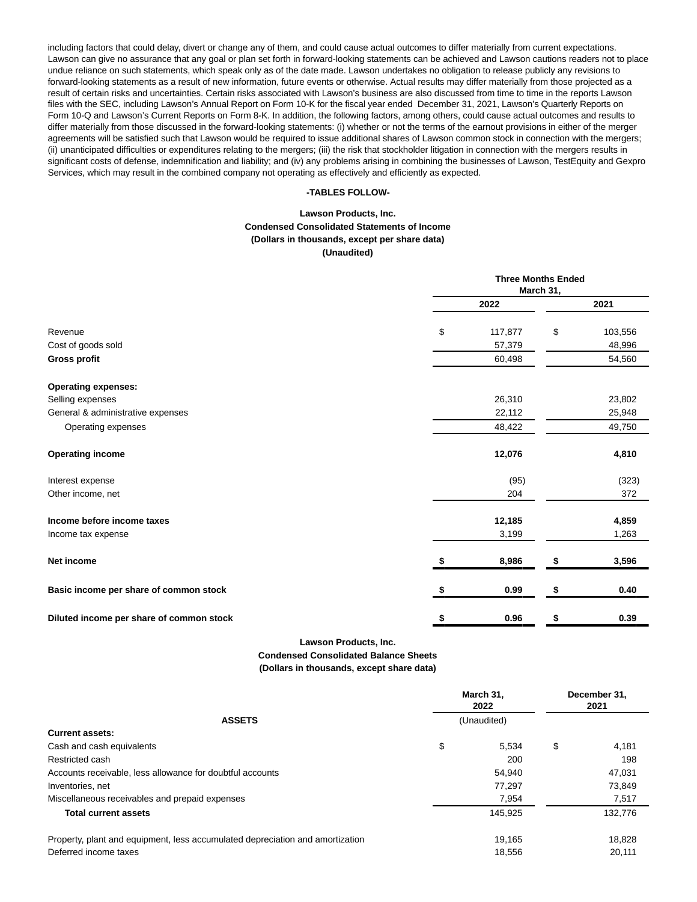including factors that could delay, divert or change any of them, and could cause actual outcomes to differ materially from current expectations. Lawson can give no assurance that any goal or plan set forth in forward-looking statements can be achieved and Lawson cautions readers not to place undue reliance on such statements, which speak only as of the date made. Lawson undertakes no obligation to release publicly any revisions to forward-looking statements as a result of new information, future events or otherwise. Actual results may differ materially from those projected as a result of certain risks and uncertainties. Certain risks associated with Lawson's business are also discussed from time to time in the reports Lawson files with the SEC, including Lawson's Annual Report on Form 10-K for the fiscal year ended December 31, 2021, Lawson's Quarterly Reports on Form 10-Q and Lawson's Current Reports on Form 8-K. In addition, the following factors, among others, could cause actual outcomes and results to differ materially from those discussed in the forward-looking statements: (i) whether or not the terms of the earnout provisions in either of the merger agreements will be satisfied such that Lawson would be required to issue additional shares of Lawson common stock in connection with the mergers; (ii) unanticipated difficulties or expenditures relating to the mergers; (iii) the risk that stockholder litigation in connection with the mergers results in significant costs of defense, indemnification and liability; and (iv) any problems arising in combining the businesses of Lawson, TestEquity and Gexpro Services, which may result in the combined company not operating as effectively and efficiently as expected.

**-TABLES FOLLOW-**

**Lawson Products, Inc.**
**Condensed Consolidated Statements of Income**
**(Dollars in thousands, except per share data)**
**(Unaudited)**

| | Three Months Ended March 31, | |
|---|---|---|
| | 2022 | 2021 |
| Revenue | $ 117,877 | $ 103,556 |
| Cost of goods sold | 57,379 | 48,996 |
| **Gross profit** | 60,498 | 54,560 |
| **Operating expenses:** | | |
| Selling expenses | 26,310 | 23,802 |
| General & administrative expenses | 22,112 | 25,948 |
| Operating expenses | 48,422 | 49,750 |
| **Operating income** | **12,076** | **4,810** |
| Interest expense | (95) | (323) |
| Other income, net | 204 | 372 |
| **Income before income taxes** | **12,185** | **4,859** |
| Income tax expense | 3,199 | 1,263 |
| **Net income** | **$ 8,986** | **$ 3,596** |
| **Basic income per share of common stock** | **$ 0.99** | **$ 0.40** |
| **Diluted income per share of common stock** | **$ 0.96** | **$ 0.39** |

**Lawson Products, Inc.**
**Condensed Consolidated Balance Sheets**
**(Dollars in thousands, except share data)**

| | March 31, 2022 | December 31, 2021 |
|---|---|---|
| **ASSETS** | (Unaudited) | |
| **Current assets:** | | |
| Cash and cash equivalents | $ 5,534 | $ 4,181 |
| Restricted cash | 200 | 198 |
| Accounts receivable, less allowance for doubtful accounts | 54,940 | 47,031 |
| Inventories, net | 77,297 | 73,849 |
| Miscellaneous receivables and prepaid expenses | 7,954 | 7,517 |
| **Total current assets** | 145,925 | 132,776 |
| Property, plant and equipment, less accumulated depreciation and amortization | 19,165 | 18,828 |
| Deferred income taxes | 18,556 | 20,111 |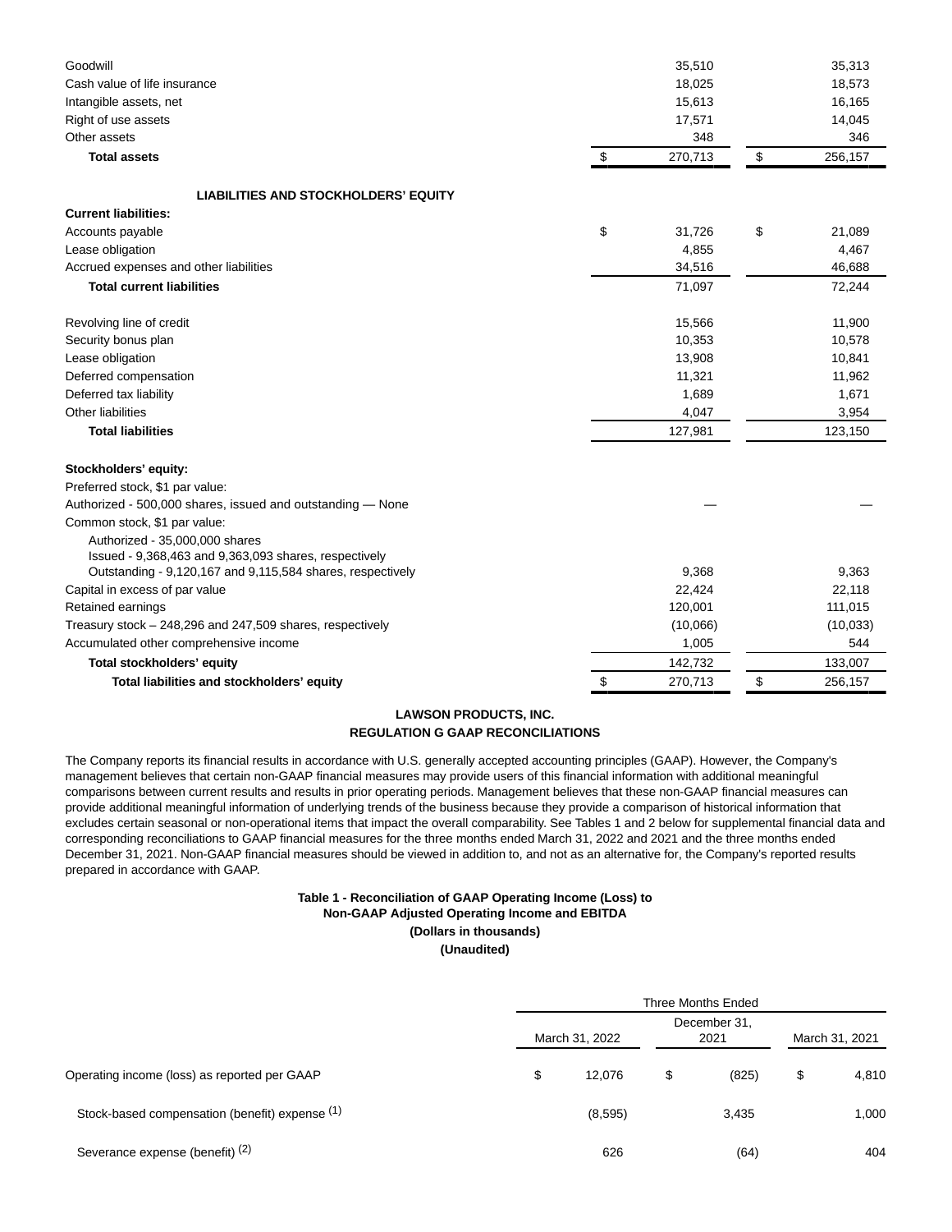| | | |
|---|---|---|
| Goodwill | 35,510 | 35,313 |
| Cash value of life insurance | 18,025 | 18,573 |
| Intangible assets, net | 15,613 | 16,165 |
| Right of use assets | 17,571 | 14,045 |
| Other assets | 348 | 346 |
| **Total assets** | $ 270,713 | $ 256,157 |
| | | |
| **LIABILITIES AND STOCKHOLDERS' EQUITY** | | |
| **Current liabilities:** | | |
| Accounts payable | $ 31,726 | $ 21,089 |
| Lease obligation | 4,855 | 4,467 |
| Accrued expenses and other liabilities | 34,516 | 46,688 |
| **Total current liabilities** | 71,097 | 72,244 |
| | | |
| Revolving line of credit | 15,566 | 11,900 |
| Security bonus plan | 10,353 | 10,578 |
| Lease obligation | 13,908 | 10,841 |
| Deferred compensation | 11,321 | 11,962 |
| Deferred tax liability | 1,689 | 1,671 |
| Other liabilities | 4,047 | 3,954 |
| **Total liabilities** | 127,981 | 123,150 |
| | | |
| **Stockholders' equity:** | | |
| Preferred stock, $1 par value: | | |
| Authorized - 500,000 shares, issued and outstanding — None | — | — |
| Common stock, $1 par value: | | |
| Authorized - 35,000,000 shares<br>Issued - 9,368,463 and 9,363,093 shares, respectively<br>Outstanding - 9,120,167 and 9,115,584 shares, respectively | 9,368 | 9,363 |
| Capital in excess of par value | 22,424 | 22,118 |
| Retained earnings | 120,001 | 111,015 |
| Treasury stock – 248,296 and 247,509 shares, respectively | (10,066) | (10,033) |
| Accumulated other comprehensive income | 1,005 | 544 |
| **Total stockholders' equity** | 142,732 | 133,007 |
| **Total liabilities and stockholders' equity** | $ 270,713 | $ 256,157 |

**LAWSON PRODUCTS, INC.**
**REGULATION G GAAP RECONCILIATIONS**

The Company reports its financial results in accordance with U.S. generally accepted accounting principles (GAAP). However, the Company's management believes that certain non-GAAP financial measures may provide users of this financial information with additional meaningful comparisons between current results and results in prior operating periods. Management believes that these non-GAAP financial measures can provide additional meaningful information of underlying trends of the business because they provide a comparison of historical information that excludes certain seasonal or non-operational items that impact the overall comparability. See Tables 1 and 2 below for supplemental financial data and corresponding reconciliations to GAAP financial measures for the three months ended March 31, 2022 and 2021 and the three months ended December 31, 2021. Non-GAAP financial measures should be viewed in addition to, and not as an alternative for, the Company's reported results prepared in accordance with GAAP.

**Table 1 - Reconciliation of GAAP Operating Income (Loss) to Non-GAAP Adjusted Operating Income and EBITDA**
**(Dollars in thousands)**
**(Unaudited)**

| | Three Months Ended | | |
|---|---|---|---|
| | March 31, 2022 | December 31, 2021 | March 31, 2021 |
| Operating income (loss) as reported per GAAP | $ 12,076 | $ (825) | $ 4,810 |
| Stock-based compensation (benefit) expense (1) | (8,595) | 3,435 | 1,000 |
| Severance expense (benefit) (2) | 626 | (64) | 404 |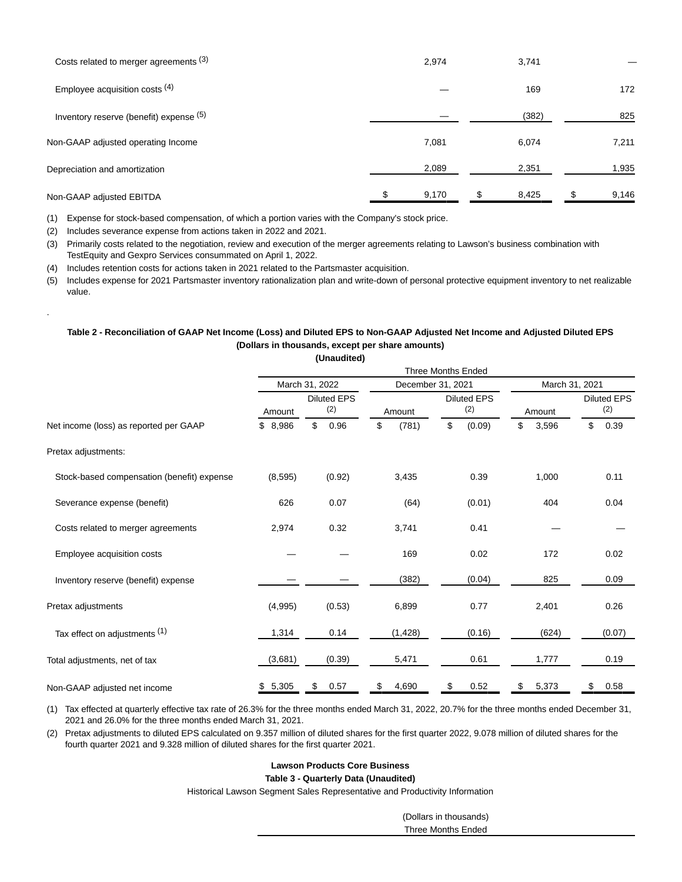| | | | |
|---|---|---|---|
| Costs related to merger agreements [3] | 2,974 | 3,741 | — |
| Employee acquisition costs [4] | — | 169 | 172 |
| Inventory reserve (benefit) expense [5] | — | (382) | 825 |
| Non-GAAP adjusted operating Income | 7,081 | 6,074 | 7,211 |
| Depreciation and amortization | 2,089 | 2,351 | 1,935 |
| Non-GAAP adjusted EBITDA | $ 9,170 | $ 8,425 | $ 9,146 |

(1) Expense for stock-based compensation, of which a portion varies with the Company's stock price.

(2) Includes severance expense from actions taken in 2022 and 2021.

(3) Primarily costs related to the negotiation, review and execution of the merger agreements relating to Lawson's business combination with TestEquity and Gexpro Services consummated on April 1, 2022.

(4) Includes retention costs for actions taken in 2021 related to the Partsmaster acquisition.

(5) Includes expense for 2021 Partsmaster inventory rationalization plan and write-down of personal protective equipment inventory to net realizable value.

.

**Table 2 - Reconciliation of GAAP Net Income (Loss) and Diluted EPS to Non-GAAP Adjusted Net Income and Adjusted Diluted EPS**
**(Dollars in thousands, except per share amounts)**
**(Unaudited)**

| | Three Months Ended | | | | | |
|---|---|---|---|---|---|---|
| | March 31, 2022 | | December 31, 2021 | | March 31, 2021 | |
| | Amount | Diluted EPS [2] | Amount | Diluted EPS [2] | Amount | Diluted EPS [2] |
| Net income (loss) as reported per GAAP | $ 8,986 | $ 0.96 | $ (781) | $ (0.09) | $ 3,596 | $ 0.39 |
| Pretax adjustments: | | | | | | |
| Stock-based compensation (benefit) expense | (8,595) | (0.92) | 3,435 | 0.39 | 1,000 | 0.11 |
| Severance expense (benefit) | 626 | 0.07 | (64) | (0.01) | 404 | 0.04 |
| Costs related to merger agreements | 2,974 | 0.32 | 3,741 | 0.41 | — | — |
| Employee acquisition costs | — | — | 169 | 0.02 | 172 | 0.02 |
| Inventory reserve (benefit) expense | — | — | (382) | (0.04) | 825 | 0.09 |
| Pretax adjustments | (4,995) | (0.53) | 6,899 | 0.77 | 2,401 | 0.26 |
| Tax effect on adjustments [1] | 1,314 | 0.14 | (1,428) | (0.16) | (624) | (0.07) |
| Total adjustments, net of tax | (3,681) | (0.39) | 5,471 | 0.61 | 1,777 | 0.19 |
| Non-GAAP adjusted net income | $ 5,305 | $ 0.57 | $ 4,690 | $ 0.52 | $ 5,373 | $ 0.58 |

(1) Tax effected at quarterly effective tax rate of 26.3% for the three months ended March 31, 2022, 20.7% for the three months ended December 31, 2021 and 26.0% for the three months ended March 31, 2021.

(2) Pretax adjustments to diluted EPS calculated on 9.357 million of diluted shares for the first quarter 2022, 9.078 million of diluted shares for the fourth quarter 2021 and 9.328 million of diluted shares for the first quarter 2021.

**Lawson Products Core Business**

**Table 3 - Quarterly Data (Unaudited)**

Historical Lawson Segment Sales Representative and Productivity Information

(Dollars in thousands)

Three Months Ended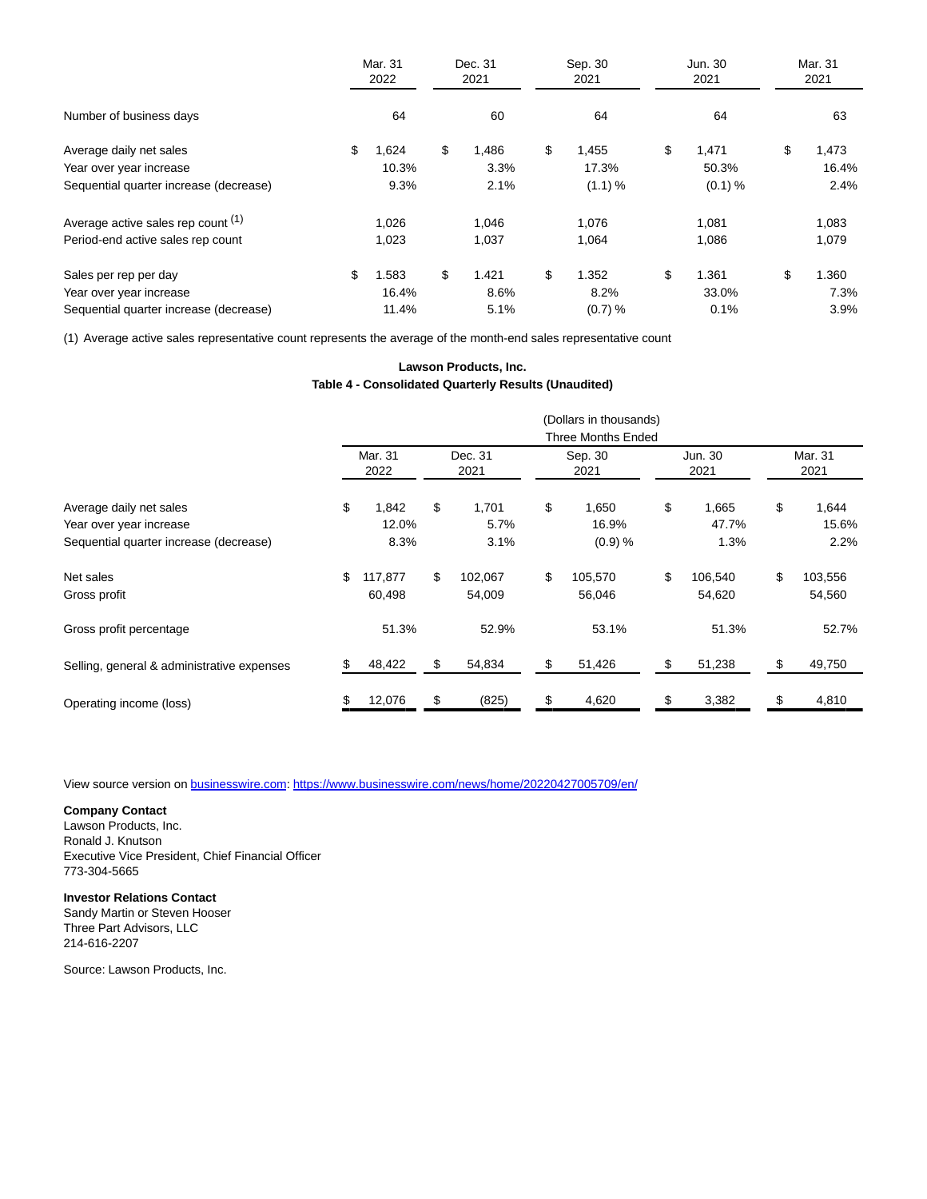| | Mar. 31 2022 | Dec. 31 2021 | Sep. 30 2021 | Jun. 30 2021 | Mar. 31 2021 |
|---|---|---|---|---|---|
| Number of business days | 64 | 60 | 64 | 64 | 63 |
| Average daily net sales | $ 1,624 | $ 1,486 | $ 1,455 | $ 1,471 | $ 1,473 |
| Year over year increase | 10.3% | 3.3% | 17.3% | 50.3% | 16.4% |
| Sequential quarter increase (decrease) | 9.3% | 2.1% | (1.1) % | (0.1) % | 2.4% |
| Average active sales rep count [1] | 1,026 | 1,046 | 1,076 | 1,081 | 1,083 |
| Period-end active sales rep count | 1,023 | 1,037 | 1,064 | 1,086 | 1,079 |
| Sales per rep per day | $ 1.583 | $ 1.421 | $ 1.352 | $ 1.361 | $ 1.360 |
| Year over year increase | 16.4% | 8.6% | 8.2% | 33.0% | 7.3% |
| Sequential quarter increase (decrease) | 11.4% | 5.1% | (0.7) % | 0.1% | 3.9% |

(1) Average active sales representative count represents the average of the month-end sales representative count

**Lawson Products, Inc.**
**Table 4 - Consolidated Quarterly Results (Unaudited)**

| | (Dollars in thousands) Three Months Ended | | | | |
|---|---|---|---|---|---|
| | Mar. 31 2022 | Dec. 31 2021 | Sep. 30 2021 | Jun. 30 2021 | Mar. 31 2021 |
| Average daily net sales | $ 1,842 | $ 1,701 | $ 1,650 | $ 1,665 | $ 1,644 |
| Year over year increase | 12.0% | 5.7% | 16.9% | 47.7% | 15.6% |
| Sequential quarter increase (decrease) | 8.3% | 3.1% | (0.9) % | 1.3% | 2.2% |
| Net sales | $ 117,877 | $ 102,067 | $ 105,570 | $ 106,540 | $ 103,556 |
| Gross profit | 60,498 | 54,009 | 56,046 | 54,620 | 54,560 |
| Gross profit percentage | 51.3% | 52.9% | 53.1% | 51.3% | 52.7% |
| Selling, general & administrative expenses | $ 48,422 | $ 54,834 | $ 51,426 | $ 51,238 | $ 49,750 |
| Operating income (loss) | $ 12,076 | $ (825) | $ 4,620 | $ 3,382 | $ 4,810 |

View source version on businesswire.com: https://www.businesswire.com/news/home/20220427005709/en/

**Company Contact**
Lawson Products, Inc.
Ronald J. Knutson
Executive Vice President, Chief Financial Officer
773-304-5665

**Investor Relations Contact**
Sandy Martin or Steven Hooser
Three Part Advisors, LLC
214-616-2207

Source: Lawson Products, Inc.